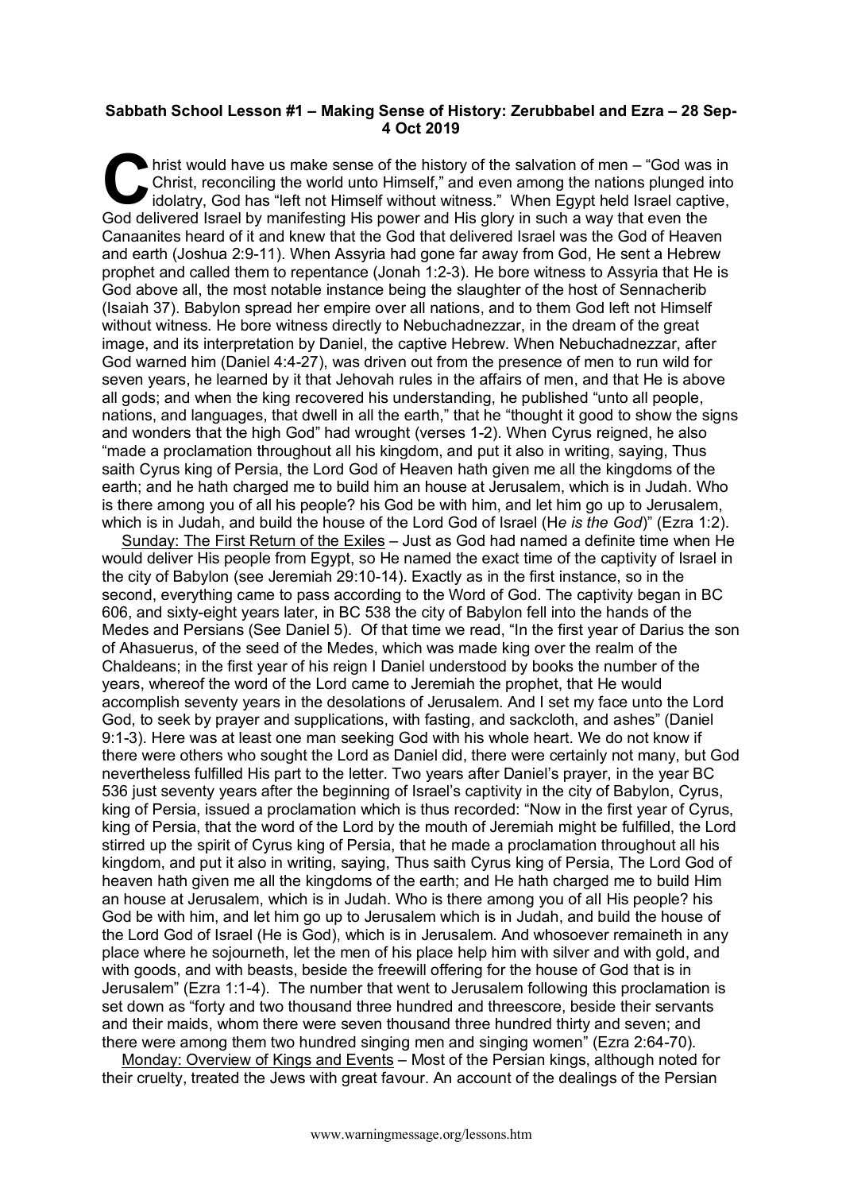**Sabbath School Lesson #1 – Making Sense of History: Zerubbabel and Ezra – 28 Sep-4 Oct 2019**

Christ would have us make sense of the history of the salvation of men – "God was in Christ, reconciling the world unto Himself," and even among the nations plunged into idolatry, God has "left not Himself without witness." When Egypt held Israel captive, God delivered Israel by manifesting His power and His glory in such a way that even the Canaanites heard of it and knew that the God that delivered Israel was the God of Heaven and earth (Joshua 2:9-11). When Assyria had gone far away from God, He sent a Hebrew prophet and called them to repentance (Jonah 1:2-3). He bore witness to Assyria that He is God above all, the most notable instance being the slaughter of the host of Sennacherib (Isaiah 37). Babylon spread her empire over all nations, and to them God left not Himself without witness. He bore witness directly to Nebuchadnezzar, in the dream of the great image, and its interpretation by Daniel, the captive Hebrew. When Nebuchadnezzar, after God warned him (Daniel 4:4-27), was driven out from the presence of men to run wild for seven years, he learned by it that Jehovah rules in the affairs of men, and that He is above all gods; and when the king recovered his understanding, he published "unto all people, nations, and languages, that dwell in all the earth," that he "thought it good to show the signs and wonders that the high God" had wrought (verses 1-2). When Cyrus reigned, he also "made a proclamation throughout all his kingdom, and put it also in writing, saying, Thus saith Cyrus king of Persia, the Lord God of Heaven hath given me all the kingdoms of the earth; and he hath charged me to build him an house at Jerusalem, which is in Judah. Who is there among you of all his people? his God be with him, and let him go up to Jerusalem, which is in Judah, and build the house of the Lord God of Israel (H*e is the God*)" (Ezra 1:2).

Sunday: The First Return of the Exiles – Just as God had named a definite time when He would deliver His people from Egypt, so He named the exact time of the captivity of Israel in the city of Babylon (see Jeremiah 29:10-14). Exactly as in the first instance, so in the second, everything came to pass according to the Word of God. The captivity began in BC 606, and sixty-eight years later, in BC 538 the city of Babylon fell into the hands of the Medes and Persians (See Daniel 5). Of that time we read, "In the first year of Darius the son of Ahasuerus, of the seed of the Medes, which was made king over the realm of the Chaldeans; in the first year of his reign I Daniel understood by books the number of the years, whereof the word of the Lord came to Jeremiah the prophet, that He would accomplish seventy years in the desolations of Jerusalem. And I set my face unto the Lord God, to seek by prayer and supplications, with fasting, and sackcloth, and ashes" (Daniel 9:1-3). Here was at least one man seeking God with his whole heart. We do not know if there were others who sought the Lord as Daniel did, there were certainly not many, but God nevertheless fulfilled His part to the letter. Two years after Daniel's prayer, in the year BC 536 just seventy years after the beginning of Israel's captivity in the city of Babylon, Cyrus, king of Persia, issued a proclamation which is thus recorded: "Now in the first year of Cyrus, king of Persia, that the word of the Lord by the mouth of Jeremiah might be fulfilled, the Lord stirred up the spirit of Cyrus king of Persia, that he made a proclamation throughout all his kingdom, and put it also in writing, saying, Thus saith Cyrus king of Persia, The Lord God of heaven hath given me all the kingdoms of the earth; and He hath charged me to build Him an house at Jerusalem, which is in Judah. Who is there among you of all His people? his God be with him, and let him go up to Jerusalem which is in Judah, and build the house of the Lord God of Israel (He is God), which is in Jerusalem. And whosoever remaineth in any place where he sojourneth, let the men of his place help him with silver and with gold, and with goods, and with beasts, beside the freewill offering for the house of God that is in Jerusalem" (Ezra 1:1-4). The number that went to Jerusalem following this proclamation is set down as "forty and two thousand three hundred and threescore, beside their servants and their maids, whom there were seven thousand three hundred thirty and seven; and there were among them two hundred singing men and singing women" (Ezra 2:64-70).

Monday: Overview of Kings and Events – Most of the Persian kings, although noted for their cruelty, treated the Jews with great favour. An account of the dealings of the Persian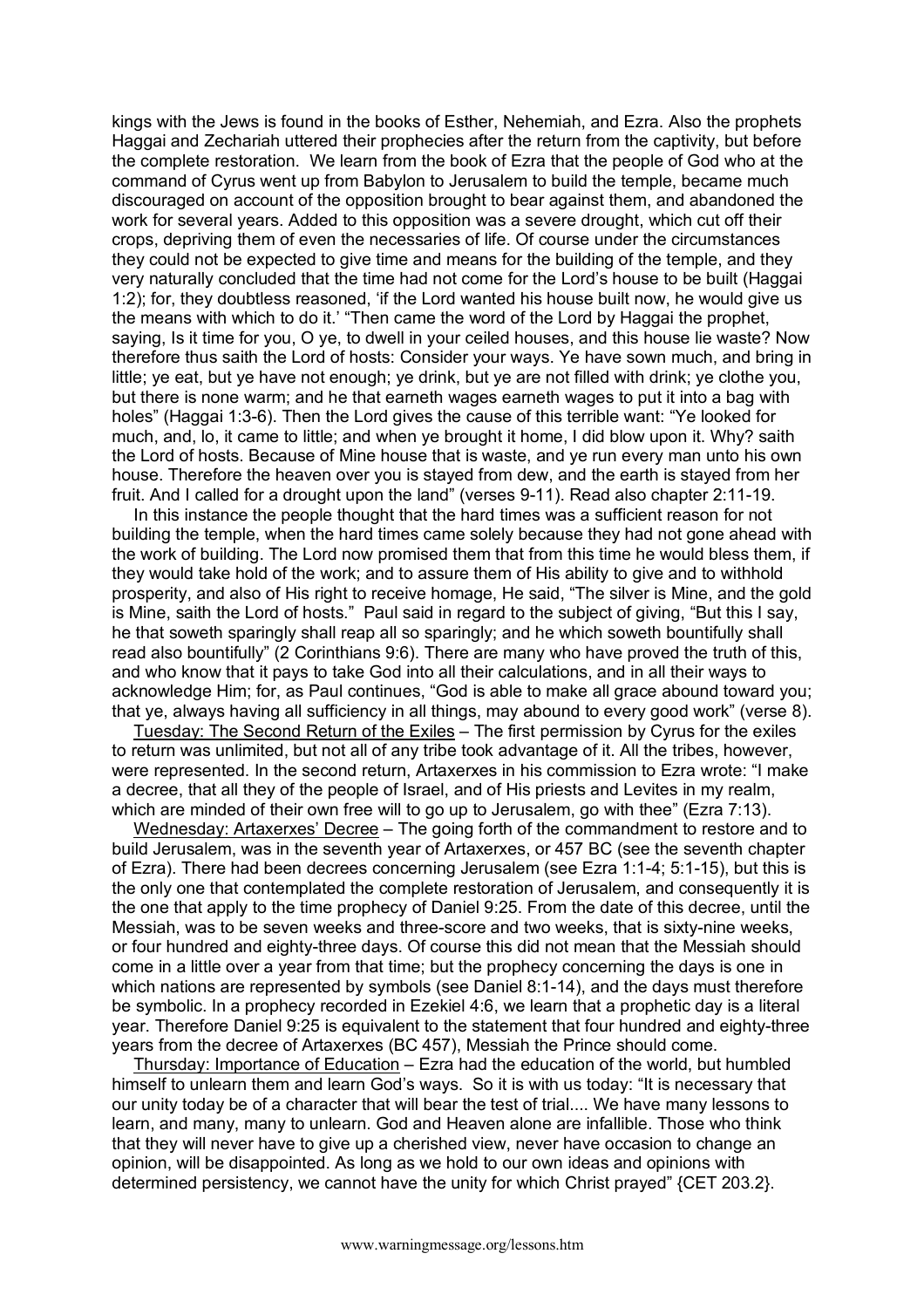kings with the Jews is found in the books of Esther, Nehemiah, and Ezra. Also the prophets Haggai and Zechariah uttered their prophecies after the return from the captivity, but before the complete restoration. We learn from the book of Ezra that the people of God who at the command of Cyrus went up from Babylon to Jerusalem to build the temple, became much discouraged on account of the opposition brought to bear against them, and abandoned the work for several years. Added to this opposition was a severe drought, which cut off their crops, depriving them of even the necessaries of life. Of course under the circumstances they could not be expected to give time and means for the building of the temple, and they very naturally concluded that the time had not come for the Lord's house to be built (Haggai 1:2); for, they doubtless reasoned, 'if the Lord wanted his house built now, he would give us the means with which to do it.' "Then came the word of the Lord by Haggai the prophet, saying, Is it time for you, O ye, to dwell in your ceiled houses, and this house lie waste? Now therefore thus saith the Lord of hosts: Consider your ways. Ye have sown much, and bring in little; ye eat, but ye have not enough; ye drink, but ye are not filled with drink; ye clothe you, but there is none warm; and he that earneth wages earneth wages to put it into a bag with holes" (Haggai 1:3-6). Then the Lord gives the cause of this terrible want: "Ye looked for much, and, lo, it came to little; and when ye brought it home, I did blow upon it. Why? saith the Lord of hosts. Because of Mine house that is waste, and ye run every man unto his own house. Therefore the heaven over you is stayed from dew, and the earth is stayed from her fruit. And I called for a drought upon the land" (verses 9-11). Read also chapter 2:11-19.

In this instance the people thought that the hard times was a sufficient reason for not building the temple, when the hard times came solely because they had not gone ahead with the work of building. The Lord now promised them that from this time he would bless them, if they would take hold of the work; and to assure them of His ability to give and to withhold prosperity, and also of His right to receive homage, He said, "The silver is Mine, and the gold is Mine, saith the Lord of hosts." Paul said in regard to the subject of giving, "But this I say, he that soweth sparingly shall reap all so sparingly; and he which soweth bountifully shall read also bountifully" (2 Corinthians 9:6). There are many who have proved the truth of this, and who know that it pays to take God into all their calculations, and in all their ways to acknowledge Him; for, as Paul continues, "God is able to make all grace abound toward you; that ye, always having all sufficiency in all things, may abound to every good work" (verse 8).

Tuesday: The Second Return of the Exiles – The first permission by Cyrus for the exiles to return was unlimited, but not all of any tribe took advantage of it. All the tribes, however, were represented. In the second return, Artaxerxes in his commission to Ezra wrote: "I make a decree, that all they of the people of Israel, and of His priests and Levites in my realm, which are minded of their own free will to go up to Jerusalem, go with thee" (Ezra 7:13).

Wednesday: Artaxerxes' Decree – The going forth of the commandment to restore and to build Jerusalem, was in the seventh year of Artaxerxes, or 457 BC (see the seventh chapter of Ezra). There had been decrees concerning Jerusalem (see Ezra 1:1-4; 5:1-15), but this is the only one that contemplated the complete restoration of Jerusalem, and consequently it is the one that apply to the time prophecy of Daniel 9:25. From the date of this decree, until the Messiah, was to be seven weeks and three-score and two weeks, that is sixty-nine weeks, or four hundred and eighty-three days. Of course this did not mean that the Messiah should come in a little over a year from that time; but the prophecy concerning the days is one in which nations are represented by symbols (see Daniel 8:1-14), and the days must therefore be symbolic. In a prophecy recorded in Ezekiel 4:6, we learn that a prophetic day is a literal year. Therefore Daniel 9:25 is equivalent to the statement that four hundred and eighty-three years from the decree of Artaxerxes (BC 457), Messiah the Prince should come.

Thursday: Importance of Education – Ezra had the education of the world, but humbled himself to unlearn them and learn God's ways. So it is with us today: "It is necessary that our unity today be of a character that will bear the test of trial.... We have many lessons to learn, and many, many to unlearn. God and Heaven alone are infallible. Those who think that they will never have to give up a cherished view, never have occasion to change an opinion, will be disappointed. As long as we hold to our own ideas and opinions with determined persistency, we cannot have the unity for which Christ prayed" {CET 203.2}.